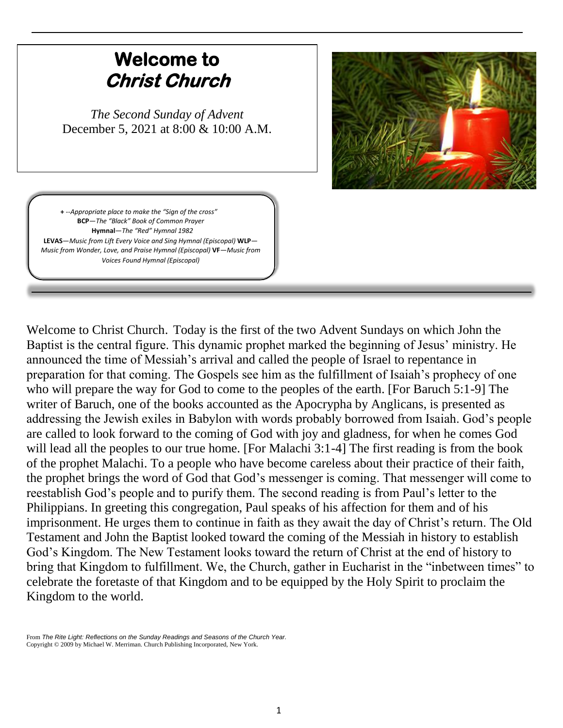# Welcome to *Christ Church*

*The Second Sunday of Advent*
December 5, 2021 at 8:00 & 10:00 A.M.

**+** --*Appropriate place to make the "Sign of the cross"*
**BCP**—*The "Black" Book of Common Prayer*
**Hymnal**—*The "Red" Hymnal 1982*
**LEVAS**—*Music from Lift Every Voice and Sing Hymnal (Episcopal)* **WLP**—*Music from Wonder, Love, and Praise Hymnal (Episcopal)* **VF**—*Music from Voices Found Hymnal (Episcopal)*

Welcome to Christ Church. Today is the first of the two Advent Sundays on which John the Baptist is the central figure. This dynamic prophet marked the beginning of Jesus' ministry. He announced the time of Messiah's arrival and called the people of Israel to repentance in preparation for that coming. The Gospels see him as the fulfillment of Isaiah's prophecy of one who will prepare the way for God to come to the peoples of the earth. [For Baruch 5:1-9] The writer of Baruch, one of the books accounted as the Apocrypha by Anglicans, is presented as addressing the Jewish exiles in Babylon with words probably borrowed from Isaiah. God's people are called to look forward to the coming of God with joy and gladness, for when he comes God will lead all the peoples to our true home. [For Malachi 3:1-4] The first reading is from the book of the prophet Malachi. To a people who have become careless about their practice of their faith, the prophet brings the word of God that God's messenger is coming. That messenger will come to reestablish God's people and to purify them. The second reading is from Paul's letter to the Philippians. In greeting this congregation, Paul speaks of his affection for them and of his imprisonment. He urges them to continue in faith as they await the day of Christ's return. The Old Testament and John the Baptist looked toward the coming of the Messiah in history to establish God's Kingdom. The New Testament looks toward the return of Christ at the end of history to bring that Kingdom to fulfillment. We, the Church, gather in Eucharist in the "inbetween times" to celebrate the foretaste of that Kingdom and to be equipped by the Holy Spirit to proclaim the Kingdom to the world.

From *The Rite Light: Reflections on the Sunday Readings and Seasons of the Church Year.*
Copyright © 2009 by Michael W. Merriman. Church Publishing Incorporated, New York.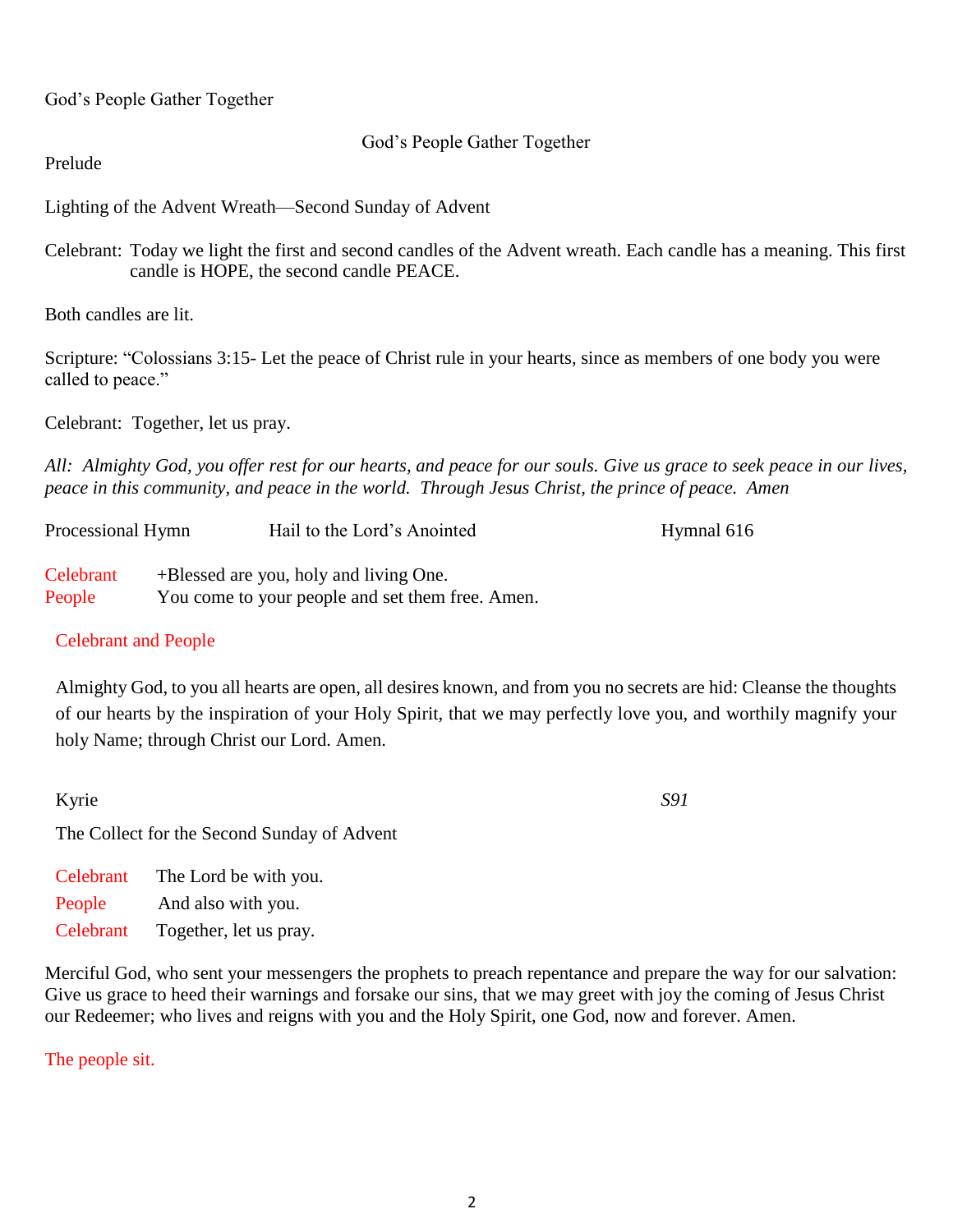God's People Gather Together

## God's People Gather Together

Prelude

Lighting of the Advent Wreath—Second Sunday of Advent

Celebrant: Today we light the first and second candles of the Advent wreath. Each candle has a meaning. This first candle is HOPE, the second candle PEACE.

Both candles are lit.

Scripture: "Colossians 3:15- Let the peace of Christ rule in your hearts, since as members of one body you were called to peace."

Celebrant: Together, let us pray.

*All: Almighty God, you offer rest for our hearts, and peace for our souls. Give us grace to seek peace in our lives, peace in this community, and peace in the world. Through Jesus Christ, the prince of peace. Amen*

Processional Hymn — Hail to the Lord's Anointed — Hymnal 616

Celebrant — +Blessed are you, holy and living One.
People — You come to your people and set them free. Amen.

Celebrant and People

Almighty God, to you all hearts are open, all desires known, and from you no secrets are hid: Cleanse the thoughts of our hearts by the inspiration of your Holy Spirit, that we may perfectly love you, and worthily magnify your holy Name; through Christ our Lord. Amen.

Kyrie — *S91*

The Collect for the Second Sunday of Advent

Celebrant — The Lord be with you.
People — And also with you.
Celebrant — Together, let us pray.

Merciful God, who sent your messengers the prophets to preach repentance and prepare the way for our salvation: Give us grace to heed their warnings and forsake our sins, that we may greet with joy the coming of Jesus Christ our Redeemer; who lives and reigns with you and the Holy Spirit, one God, now and forever. Amen.

The people sit.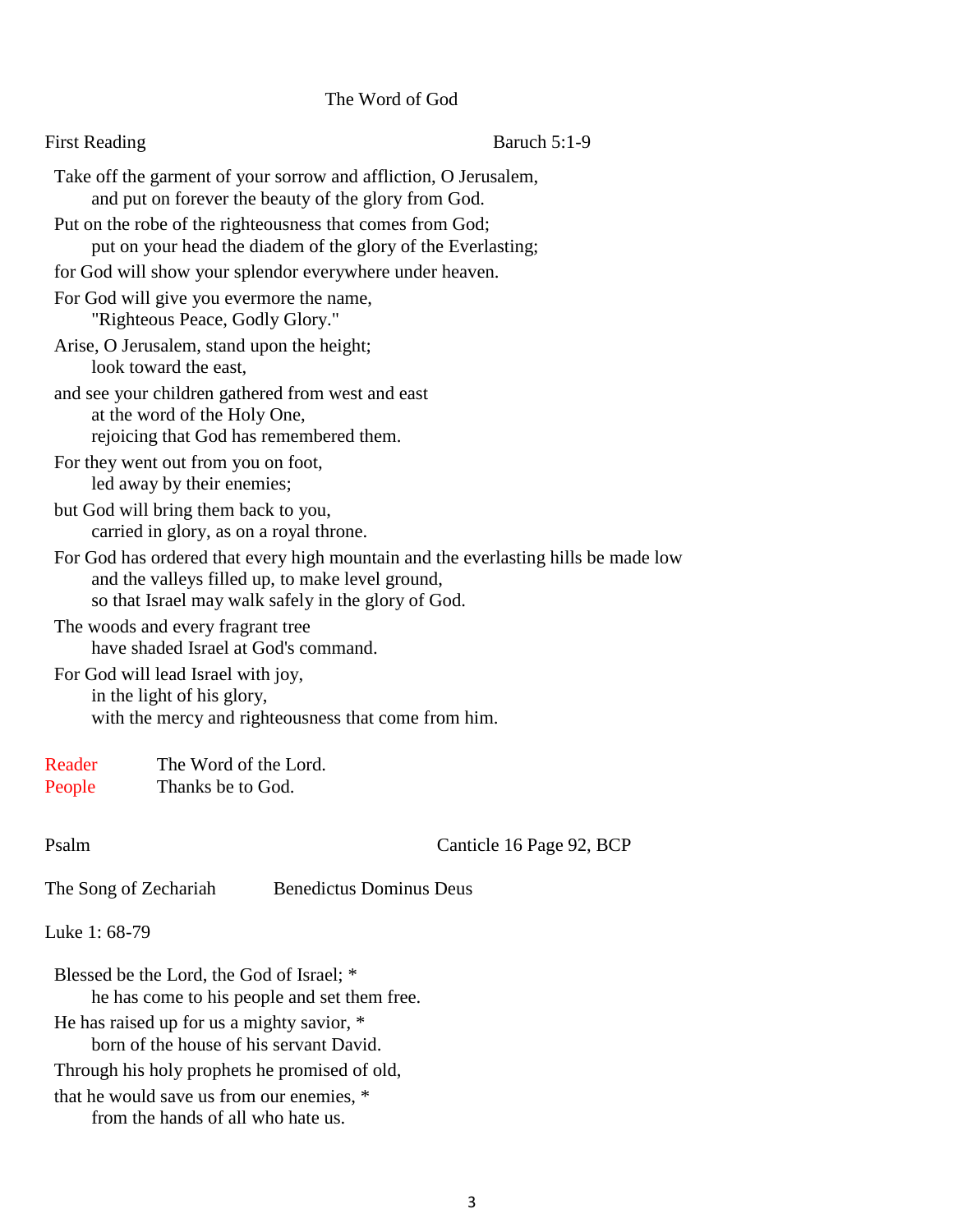## The Word of God

First Reading — Baruch 5:1-9

Take off the garment of your sorrow and affliction, O Jerusalem,
    and put on forever the beauty of the glory from God.
Put on the robe of the righteousness that comes from God;
    put on your head the diadem of the glory of the Everlasting;
for God will show your splendor everywhere under heaven.
For God will give you evermore the name,
    "Righteous Peace, Godly Glory."
Arise, O Jerusalem, stand upon the height;
    look toward the east,
and see your children gathered from west and east
    at the word of the Holy One,
    rejoicing that God has remembered them.
For they went out from you on foot,
    led away by their enemies;
but God will bring them back to you,
    carried in glory, as on a royal throne.
For God has ordered that every high mountain and the everlasting hills be made low
    and the valleys filled up, to make level ground,
    so that Israel may walk safely in the glory of God.
The woods and every fragrant tree
    have shaded Israel at God's command.
For God will lead Israel with joy,
    in the light of his glory,
    with the mercy and righteousness that come from him.

Reader    The Word of the Lord.
People    Thanks be to God.

Psalm — Canticle 16 Page 92, BCP

The Song of Zechariah    Benedictus Dominus Deus

Luke 1: 68-79

Blessed be the Lord, the God of Israel; *
    he has come to his people and set them free.
He has raised up for us a mighty savior, *
    born of the house of his servant David.
Through his holy prophets he promised of old,
that he would save us from our enemies, *
    from the hands of all who hate us.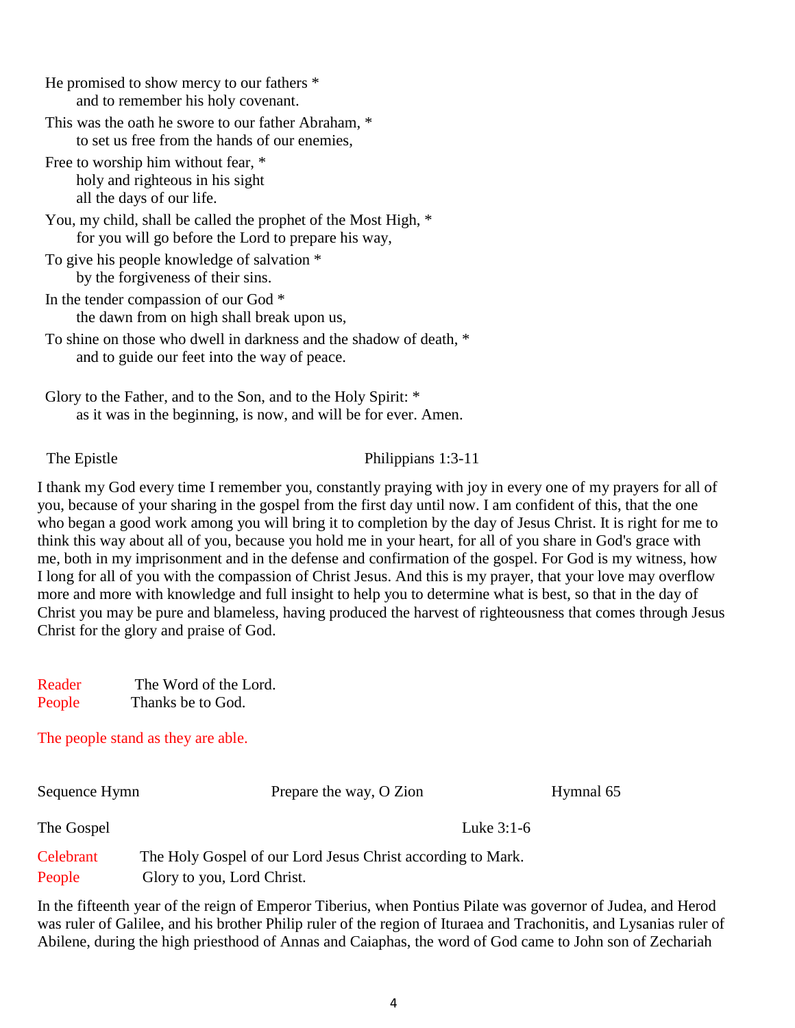He promised to show mercy to our fathers *
  and to remember his holy covenant.

This was the oath he swore to our father Abraham, *
  to set us free from the hands of our enemies,

Free to worship him without fear, *
  holy and righteous in his sight
  all the days of our life.

You, my child, shall be called the prophet of the Most High, *
  for you will go before the Lord to prepare his way,

To give his people knowledge of salvation *
  by the forgiveness of their sins.

In the tender compassion of our God *
  the dawn from on high shall break upon us,

To shine on those who dwell in darkness and the shadow of death, *
  and to guide our feet into the way of peace.

Glory to the Father, and to the Son, and to the Holy Spirit: *
  as it was in the beginning, is now, and will be for ever. Amen.

The Epistle — Philippians 1:3-11

I thank my God every time I remember you, constantly praying with joy in every one of my prayers for all of you, because of your sharing in the gospel from the first day until now. I am confident of this, that the one who began a good work among you will bring it to completion by the day of Jesus Christ. It is right for me to think this way about all of you, because you hold me in your heart, for all of you share in God's grace with me, both in my imprisonment and in the defense and confirmation of the gospel. For God is my witness, how I long for all of you with the compassion of Christ Jesus. And this is my prayer, that your love may overflow more and more with knowledge and full insight to help you to determine what is best, so that in the day of Christ you may be pure and blameless, having produced the harvest of righteousness that comes through Jesus Christ for the glory and praise of God.

Reader The Word of the Lord.
People Thanks be to God.

The people stand as they are able.

Sequence Hymn — Prepare the way, O Zion — Hymnal 65

The Gospel — Luke 3:1-6

Celebrant The Holy Gospel of our Lord Jesus Christ according to Mark.
People Glory to you, Lord Christ.

In the fifteenth year of the reign of Emperor Tiberius, when Pontius Pilate was governor of Judea, and Herod was ruler of Galilee, and his brother Philip ruler of the region of Ituraea and Trachonitis, and Lysanias ruler of Abilene, during the high priesthood of Annas and Caiaphas, the word of God came to John son of Zechariah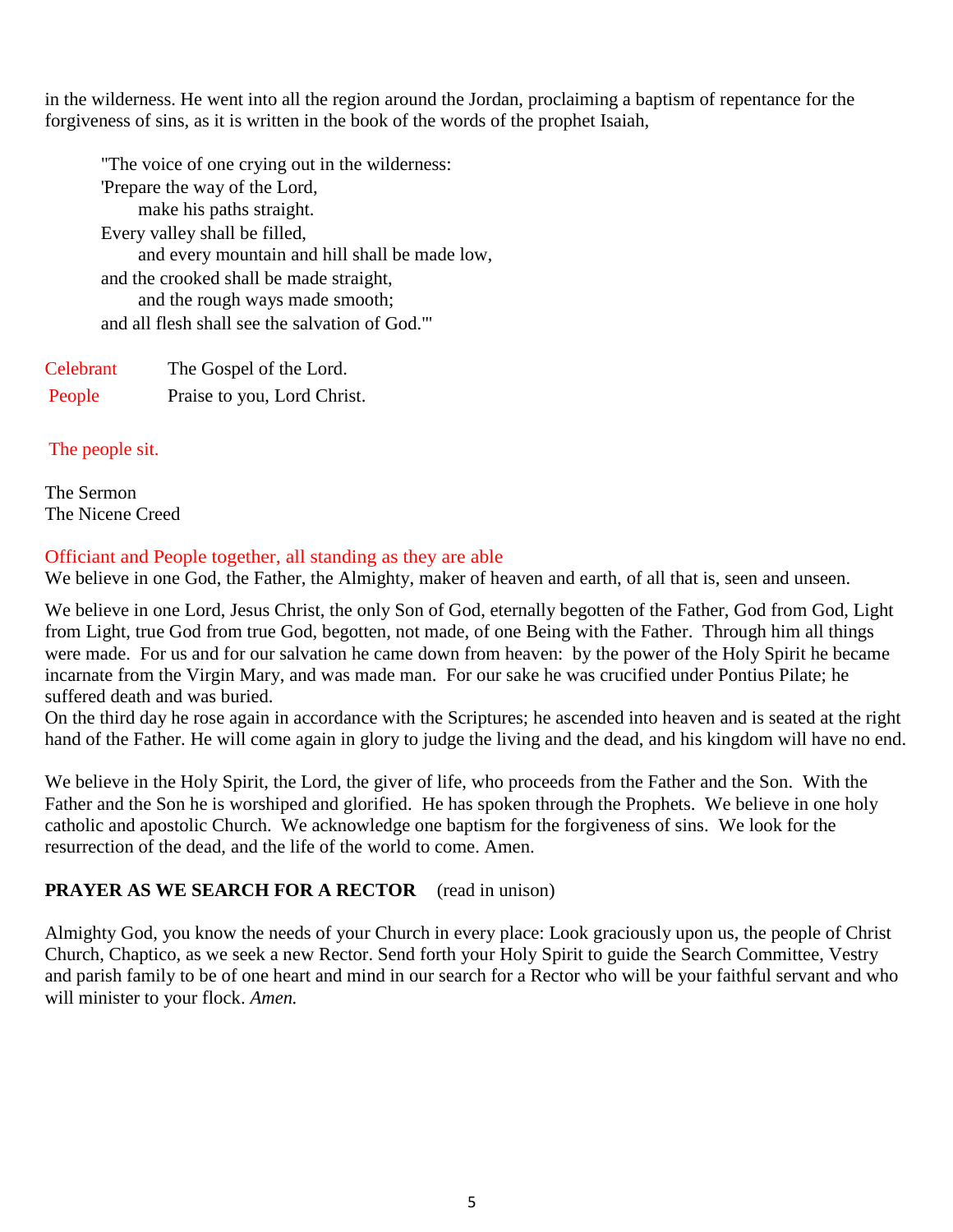in the wilderness. He went into all the region around the Jordan, proclaiming a baptism of repentance for the forgiveness of sins, as it is written in the book of the words of the prophet Isaiah,

> "The voice of one crying out in the wilderness:  
> 'Prepare the way of the Lord,  
> &nbsp;&nbsp;&nbsp;&nbsp;make his paths straight.  
> Every valley shall be filled,  
> &nbsp;&nbsp;&nbsp;&nbsp;and every mountain and hill shall be made low,  
> and the crooked shall be made straight,  
> &nbsp;&nbsp;&nbsp;&nbsp;and the rough ways made smooth;  
> and all flesh shall see the salvation of God.'"

Celebrant&nbsp;&nbsp;&nbsp;&nbsp;The Gospel of the Lord.  
People&nbsp;&nbsp;&nbsp;&nbsp;Praise to you, Lord Christ.

*The people sit.*

The Sermon  
The Nicene Creed

*Officiant and People together, all standing as they are able*

We believe in one God, the Father, the Almighty, maker of heaven and earth, of all that is, seen and unseen.

We believe in one Lord, Jesus Christ, the only Son of God, eternally begotten of the Father, God from God, Light from Light, true God from true God, begotten, not made, of one Being with the Father. Through him all things were made. For us and for our salvation he came down from heaven: by the power of the Holy Spirit he became incarnate from the Virgin Mary, and was made man. For our sake he was crucified under Pontius Pilate; he suffered death and was buried.  
On the third day he rose again in accordance with the Scriptures; he ascended into heaven and is seated at the right hand of the Father. He will come again in glory to judge the living and the dead, and his kingdom will have no end.

We believe in the Holy Spirit, the Lord, the giver of life, who proceeds from the Father and the Son. With the Father and the Son he is worshiped and glorified. He has spoken through the Prophets. We believe in one holy catholic and apostolic Church. We acknowledge one baptism for the forgiveness of sins. We look for the resurrection of the dead, and the life of the world to come. Amen.

**PRAYER AS WE SEARCH FOR A RECTOR** (read in unison)

Almighty God, you know the needs of your Church in every place: Look graciously upon us, the people of Christ Church, Chaptico, as we seek a new Rector. Send forth your Holy Spirit to guide the Search Committee, Vestry and parish family to be of one heart and mind in our search for a Rector who will be your faithful servant and who will minister to your flock. *Amen.*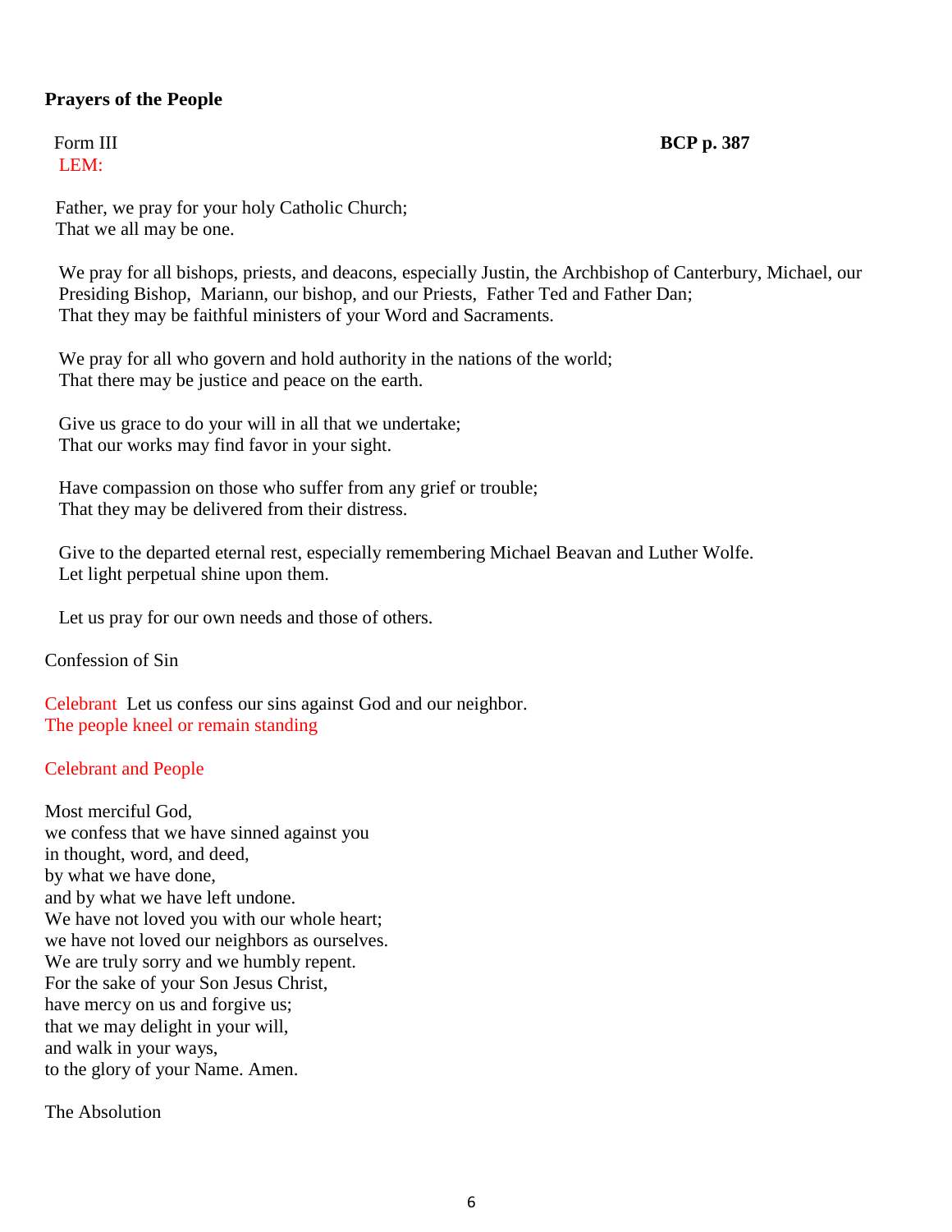**Prayers of the People**

Form III **BCP p. 387**

LEM:

Father, we pray for your holy Catholic Church;
That we all may be one.

We pray for all bishops, priests, and deacons, especially Justin, the Archbishop of Canterbury, Michael, our Presiding Bishop, Mariann, our bishop, and our Priests, Father Ted and Father Dan;
That they may be faithful ministers of your Word and Sacraments.

We pray for all who govern and hold authority in the nations of the world;
That there may be justice and peace on the earth.

Give us grace to do your will in all that we undertake;
That our works may find favor in your sight.

Have compassion on those who suffer from any grief or trouble;
That they may be delivered from their distress.

Give to the departed eternal rest, especially remembering Michael Beavan and Luther Wolfe.
Let light perpetual shine upon them.

Let us pray for our own needs and those of others.

Confession of Sin

Celebrant Let us confess our sins against God and our neighbor.
The people kneel or remain standing

Celebrant and People

Most merciful God,
we confess that we have sinned against you
in thought, word, and deed,
by what we have done,
and by what we have left undone.
We have not loved you with our whole heart;
we have not loved our neighbors as ourselves.
We are truly sorry and we humbly repent.
For the sake of your Son Jesus Christ,
have mercy on us and forgive us;
that we may delight in your will,
and walk in your ways,
to the glory of your Name. Amen.

The Absolution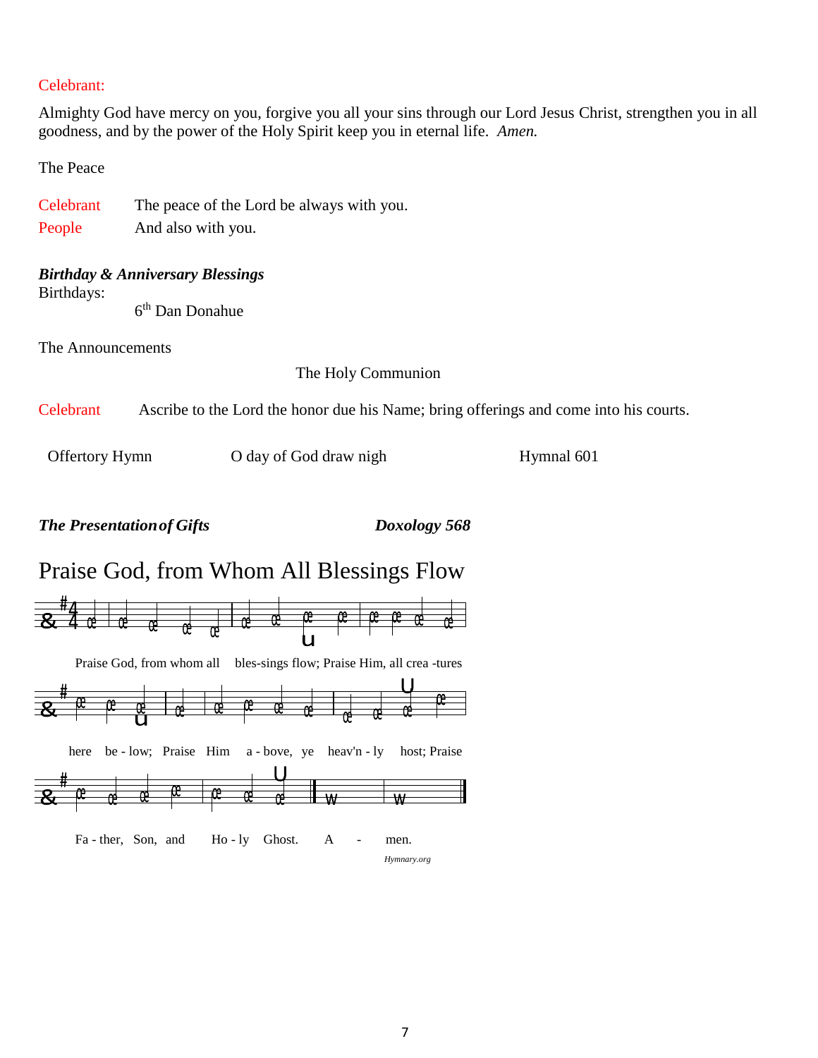Celebrant:

Almighty God have mercy on you, forgive you all your sins through our Lord Jesus Christ, strengthen you in all goodness, and by the power of the Holy Spirit keep you in eternal life. *Amen.*

The Peace

| | |
|---|---|
| Celebrant | The peace of the Lord be always with you. |
| People | And also with you. |

***Birthday & Anniversary Blessings***

Birthdays:

6th Dan Donahue

The Announcements

The Holy Communion

Celebrant Ascribe to the Lord the honor due his Name; bring offerings and come into his courts.

Offertory Hymn O day of God draw nigh Hymnal 601

***The Presentation of Gifts*** ***Doxology 568***

## Praise God, from Whom All Blessings Flow

Praise God, from whom all bles-sings flow; Praise Him, all crea -tures

here be - low; Praise Him a - bove, ye heav'n - ly host; Praise

Fa - ther, Son, and Ho - ly Ghost. A - men.

*Hymnary.org*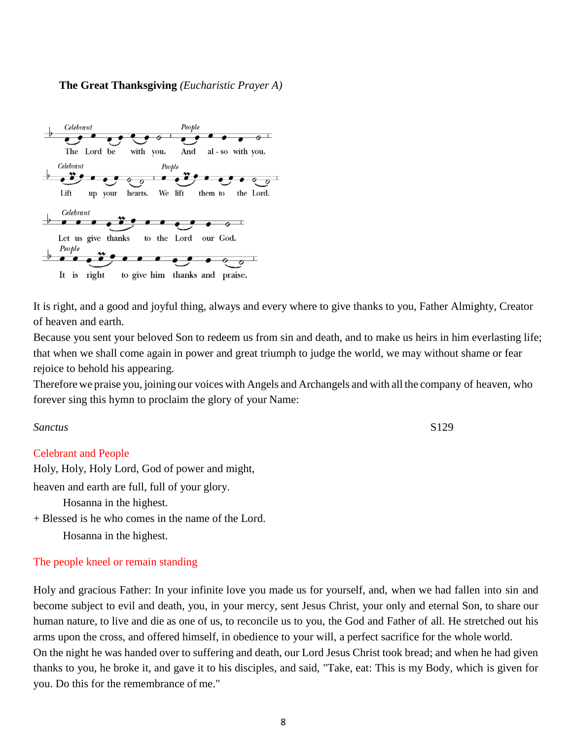**The Great Thanksgiving** *(Eucharistic Prayer A)*

*Celebrant* The Lord be with you. *People* And also with you.

*Celebrant* Lift up your hearts. *People* We lift them to the Lord.

*Celebrant* Let us give thanks to the Lord our God.

*People* It is right to give him thanks and praise.

It is right, and a good and joyful thing, always and every where to give thanks to you, Father Almighty, Creator of heaven and earth.

Because you sent your beloved Son to redeem us from sin and death, and to make us heirs in him everlasting life; that when we shall come again in power and great triumph to judge the world, we may without shame or fear rejoice to behold his appearing.

Therefore we praise you, joining our voices with Angels and Archangels and with all the company of heaven, who forever sing this hymn to proclaim the glory of your Name:

*Sanctus* S129

Celebrant and People

Holy, Holy, Holy Lord, God of power and might,

heaven and earth are full, full of your glory.

Hosanna in the highest.

+ Blessed is he who comes in the name of the Lord.

Hosanna in the highest.

The people kneel or remain standing

Holy and gracious Father: In your infinite love you made us for yourself, and, when we had fallen into sin and become subject to evil and death, you, in your mercy, sent Jesus Christ, your only and eternal Son, to share our human nature, to live and die as one of us, to reconcile us to you, the God and Father of all. He stretched out his arms upon the cross, and offered himself, in obedience to your will, a perfect sacrifice for the whole world.

On the night he was handed over to suffering and death, our Lord Jesus Christ took bread; and when he had given thanks to you, he broke it, and gave it to his disciples, and said, "Take, eat: This is my Body, which is given for you. Do this for the remembrance of me."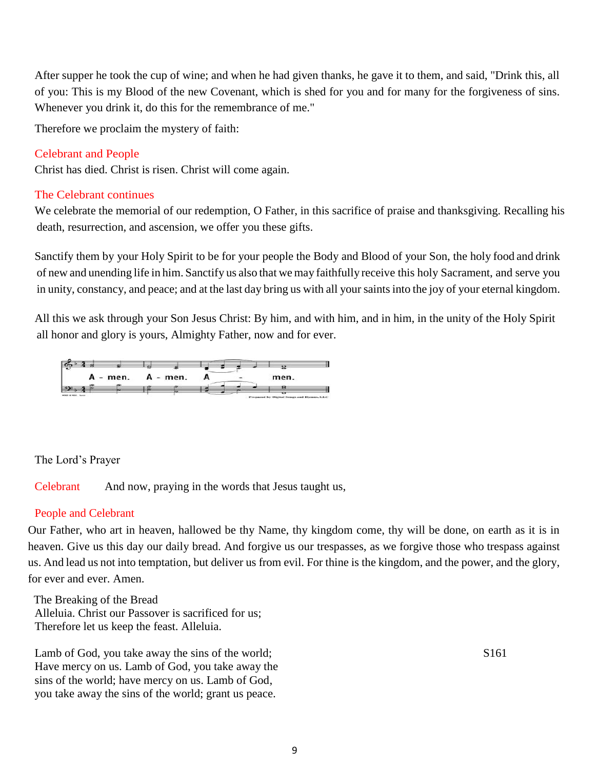After supper he took the cup of wine; and when he had given thanks, he gave it to them, and said, "Drink this, all of you: This is my Blood of the new Covenant, which is shed for you and for many for the forgiveness of sins. Whenever you drink it, do this for the remembrance of me."

Therefore we proclaim the mystery of faith:

Celebrant and People

Christ has died. Christ is risen. Christ will come again.

The Celebrant continues

We celebrate the memorial of our redemption, O Father, in this sacrifice of praise and thanksgiving. Recalling his death, resurrection, and ascension, we offer you these gifts.

Sanctify them by your Holy Spirit to be for your people the Body and Blood of your Son, the holy food and drink of new and unending life in him. Sanctify us also that we may faithfully receive this holy Sacrament, and serve you in unity, constancy, and peace; and at the last day bring us with all your saints into the joy of your eternal kingdom.

All this we ask through your Son Jesus Christ: By him, and with him, and in him, in the unity of the Holy Spirit all honor and glory is yours, Almighty Father, now and for ever.

A - men. A - men. A - men.

The Lord's Prayer

Celebrant And now, praying in the words that Jesus taught us,

People and Celebrant

Our Father, who art in heaven, hallowed be thy Name, thy kingdom come, thy will be done, on earth as it is in heaven. Give us this day our daily bread. And forgive us our trespasses, as we forgive those who trespass against us. And lead us not into temptation, but deliver us from evil. For thine is the kingdom, and the power, and the glory, for ever and ever. Amen.

The Breaking of the Bread

Alleluia. Christ our Passover is sacrificed for us;
Therefore let us keep the feast. Alleluia.

Lamb of God, you take away the sins of the world; Have mercy on us. Lamb of God, you take away the sins of the world; have mercy on us. Lamb of God, you take away the sins of the world; grant us peace. S161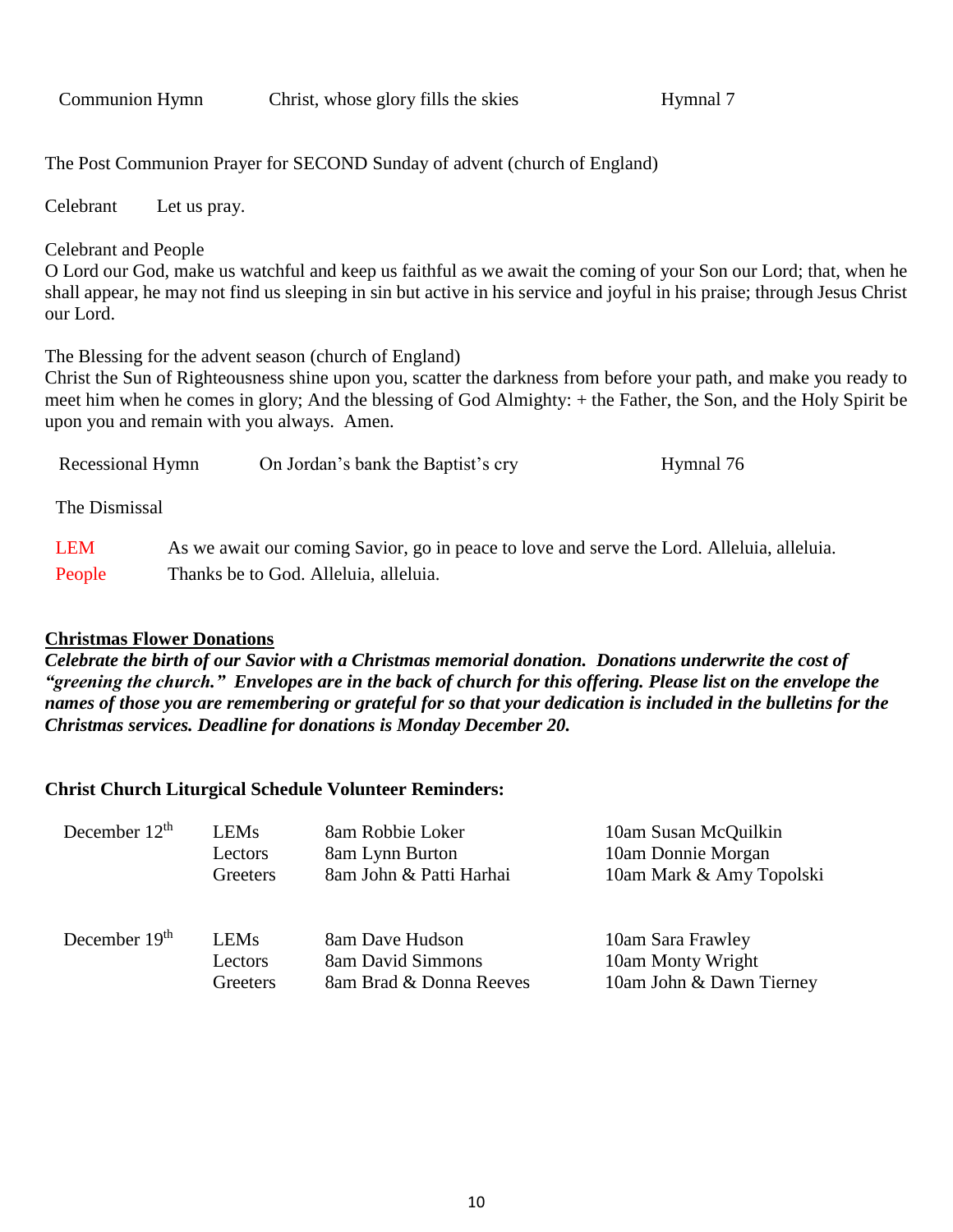Communion Hymn Christ, whose glory fills the skies Hymnal 7

The Post Communion Prayer for SECOND Sunday of advent (church of England)

Celebrant Let us pray.

Celebrant and People
O Lord our God, make us watchful and keep us faithful as we await the coming of your Son our Lord; that, when he shall appear, he may not find us sleeping in sin but active in his service and joyful in his praise; through Jesus Christ our Lord.

The Blessing for the advent season (church of England)
Christ the Sun of Righteousness shine upon you, scatter the darkness from before your path, and make you ready to meet him when he comes in glory; And the blessing of God Almighty: + the Father, the Son, and the Holy Spirit be upon you and remain with you always. Amen.

Recessional Hymn On Jordan's bank the Baptist's cry Hymnal 76

The Dismissal

LEM As we await our coming Savior, go in peace to love and serve the Lord. Alleluia, alleluia.
People Thanks be to God. Alleluia, alleluia.

**Christmas Flower Donations**
***Celebrate the birth of our Savior with a Christmas memorial donation. Donations underwrite the cost of "greening the church." Envelopes are in the back of church for this offering. Please list on the envelope the names of those you are remembering or grateful for so that your dedication is included in the bulletins for the Christmas services. Deadline for donations is Monday December 20.***

**Christ Church Liturgical Schedule Volunteer Reminders:**

| | | | |
|---|---|---|---|
| December 12th | LEMs | 8am Robbie Loker | 10am Susan McQuilkin |
| | Lectors | 8am Lynn Burton | 10am Donnie Morgan |
| | Greeters | 8am John & Patti Harhai | 10am Mark & Amy Topolski |
| December 19th | LEMs | 8am Dave Hudson | 10am Sara Frawley |
| | Lectors | 8am David Simmons | 10am Monty Wright |
| | Greeters | 8am Brad & Donna Reeves | 10am John & Dawn Tierney |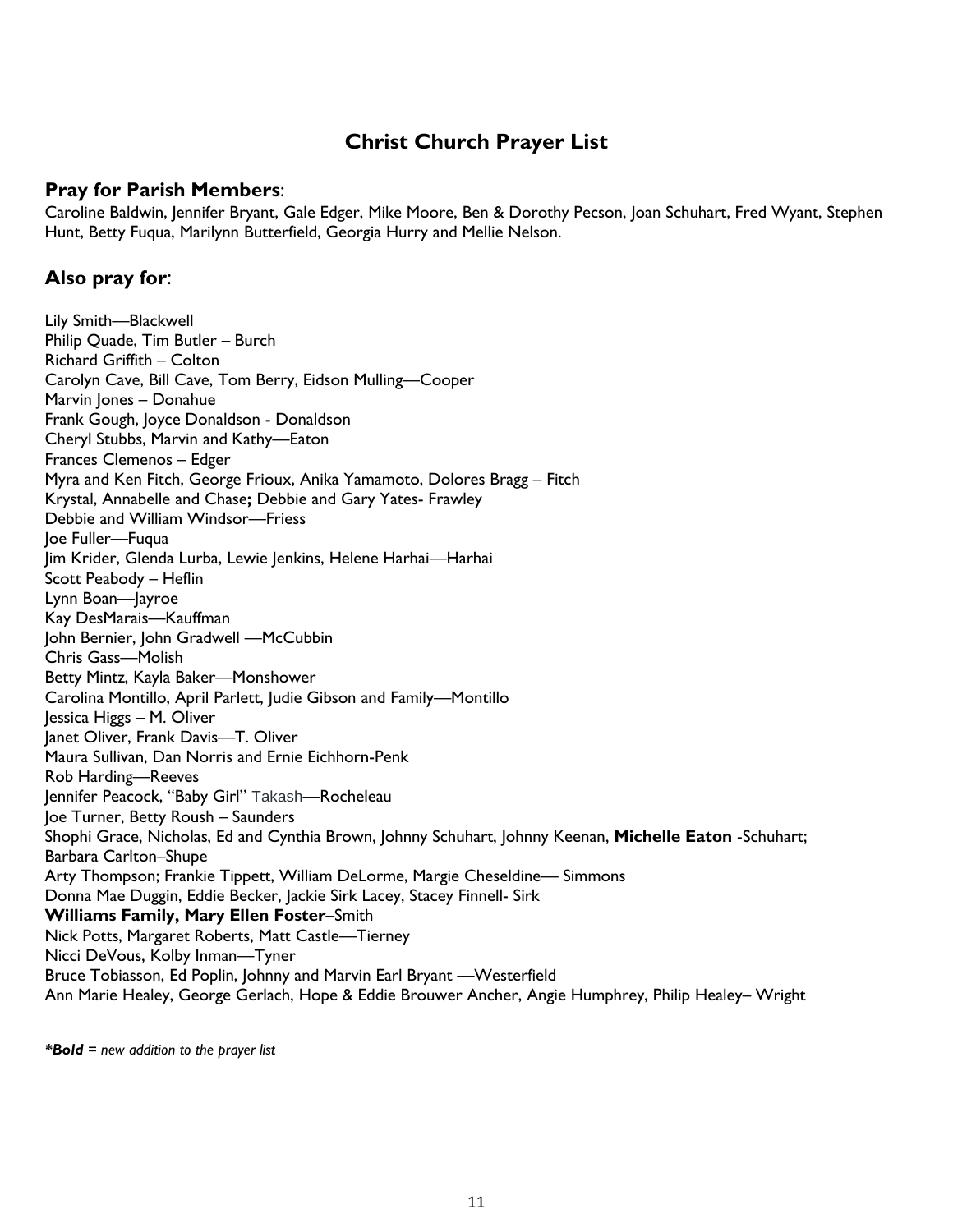# Christ Church Prayer List

## Pray for Parish Members:

Caroline Baldwin, Jennifer Bryant, Gale Edger, Mike Moore, Ben & Dorothy Pecson, Joan Schuhart, Fred Wyant, Stephen Hunt, Betty Fuqua, Marilynn Butterfield, Georgia Hurry and Mellie Nelson.

## Also pray for:

Lily Smith—Blackwell
Philip Quade, Tim Butler – Burch
Richard Griffith – Colton
Carolyn Cave, Bill Cave, Tom Berry, Eidson Mulling—Cooper
Marvin Jones – Donahue
Frank Gough, Joyce Donaldson - Donaldson
Cheryl Stubbs, Marvin and Kathy—Eaton
Frances Clemenos – Edger
Myra and Ken Fitch, George Frioux, Anika Yamamoto, Dolores Bragg – Fitch
Krystal, Annabelle and Chase**;** Debbie and Gary Yates- Frawley
Debbie and William Windsor—Friess
Joe Fuller—Fuqua
Jim Krider, Glenda Lurba, Lewie Jenkins, Helene Harhai—Harhai
Scott Peabody – Heflin
Lynn Boan—Jayroe
Kay DesMarais—Kauffman
John Bernier, John Gradwell —McCubbin
Chris Gass—Molish
Betty Mintz, Kayla Baker—Monshower
Carolina Montillo, April Parlett, Judie Gibson and Family—Montillo
Jessica Higgs – M. Oliver
Janet Oliver, Frank Davis—T. Oliver
Maura Sullivan, Dan Norris and Ernie Eichhorn-Penk
Rob Harding—Reeves
Jennifer Peacock, "Baby Girl" Takash—Rocheleau
Joe Turner, Betty Roush – Saunders
Shophi Grace, Nicholas, Ed and Cynthia Brown, Johnny Schuhart, Johnny Keenan, **Michelle Eaton** -Schuhart;
Barbara Carlton–Shupe
Arty Thompson; Frankie Tippett, William DeLorme, Margie Cheseldine— Simmons
Donna Mae Duggin, Eddie Becker, Jackie Sirk Lacey, Stacey Finnell- Sirk
**Williams Family, Mary Ellen Foster**–Smith
Nick Potts, Margaret Roberts, Matt Castle—Tierney
Nicci DeVous, Kolby Inman—Tyner
Bruce Tobiasson, Ed Poplin, Johnny and Marvin Earl Bryant —Westerfield
Ann Marie Healey, George Gerlach, Hope & Eddie Brouwer Ancher, Angie Humphrey, Philip Healey– Wright

****Bold** = new addition to the prayer list*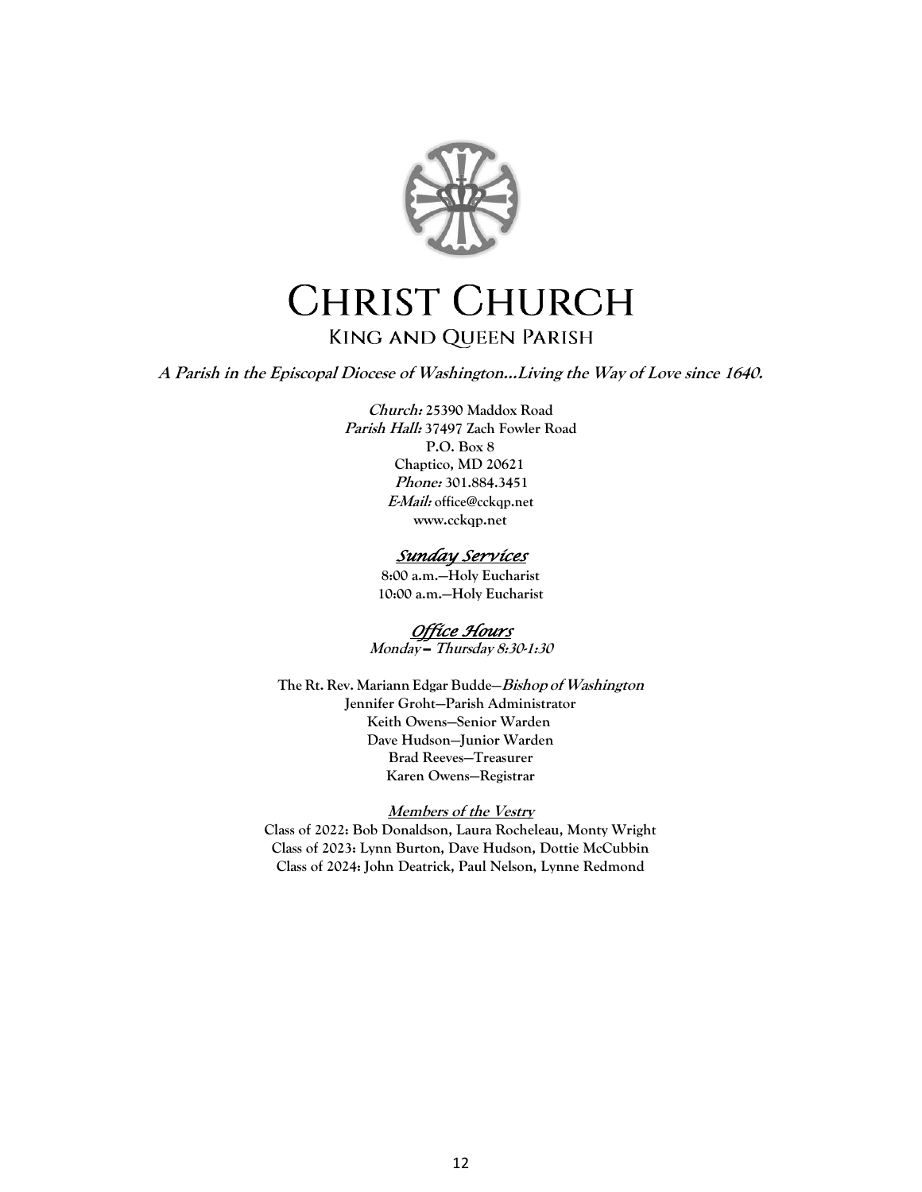# CHRIST CHURCH

## KING AND QUEEN PARISH

***A Parish in the Episcopal Diocese of Washington…Living the Way of Love since 1640.***

***Church:*** **25390 Maddox Road**
***Parish Hall:*** **37497 Zach Fowler Road**
**P.O. Box 8**
**Chaptico, MD 20621**
***Phone:*** **301.884.3451**
***E-Mail:*** **office@cckqp.net**
**www.cckqp.net**

### *Sunday Services*

**8:00 a.m.—Holy Eucharist**
**10:00 a.m.—Holy Eucharist**

### *Office Hours*

***Monday – Thursday 8:30-1:30***

**The Rt. Rev. Mariann Edgar Budde—*Bishop of Washington***
**Jennifer Groht—Parish Administrator**
**Keith Owens—Senior Warden**
**Dave Hudson—Junior Warden**
**Brad Reeves—Treasurer**
**Karen Owens—Registrar**

***Members of the Vestry***

**Class of 2022: Bob Donaldson, Laura Rocheleau, Monty Wright**
**Class of 2023: Lynn Burton, Dave Hudson, Dottie McCubbin**
**Class of 2024: John Deatrick, Paul Nelson, Lynne Redmond**